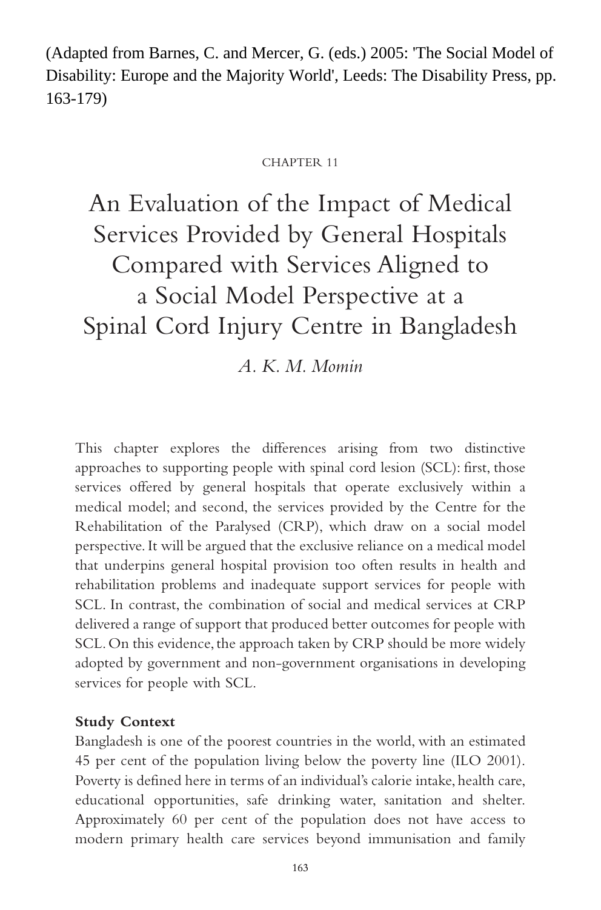(Adapted from Barnes, C. and Mercer, G. (eds.) 2005: 'The Social Model of Disability: Europe and the Majority World', Leeds: The Disability Press, pp. 163-179)

CHAPTER 11

# An Evaluation of the Impact of Medical Services Provided by General Hospitals Compared with Services Aligned to a Social Model Perspective at a Spinal Cord Injury Centre in Bangladesh

*A. K. M. Momin*

This chapter explores the differences arising from two distinctive approaches to supporting people with spinal cord lesion (SCL): first, those services offered by general hospitals that operate exclusively within a medical model; and second, the services provided by the Centre for the Rehabilitation of the Paralysed (CRP), which draw on a social model perspective. It will be argued that the exclusive reliance on a medical model that underpins general hospital provision too often results in health and rehabilitation problems and inadequate support services for people with SCL. In contrast, the combination of social and medical services at CRP delivered a range of support that produced better outcomes for people with SCL. On this evidence, the approach taken by CRP should be more widely adopted by government and non-government organisations in developing services for people with SCL.

**Study Context**

Bangladesh is one of the poorest countries in the world, with an estimated 45 per cent of the population living below the poverty line (ILO 2001). Poverty is defined here in terms of an individual's calorie intake, health care, educational opportunities, safe drinking water, sanitation and shelter. Approximately 60 per cent of the population does not have access to modern primary health care services beyond immunisation and family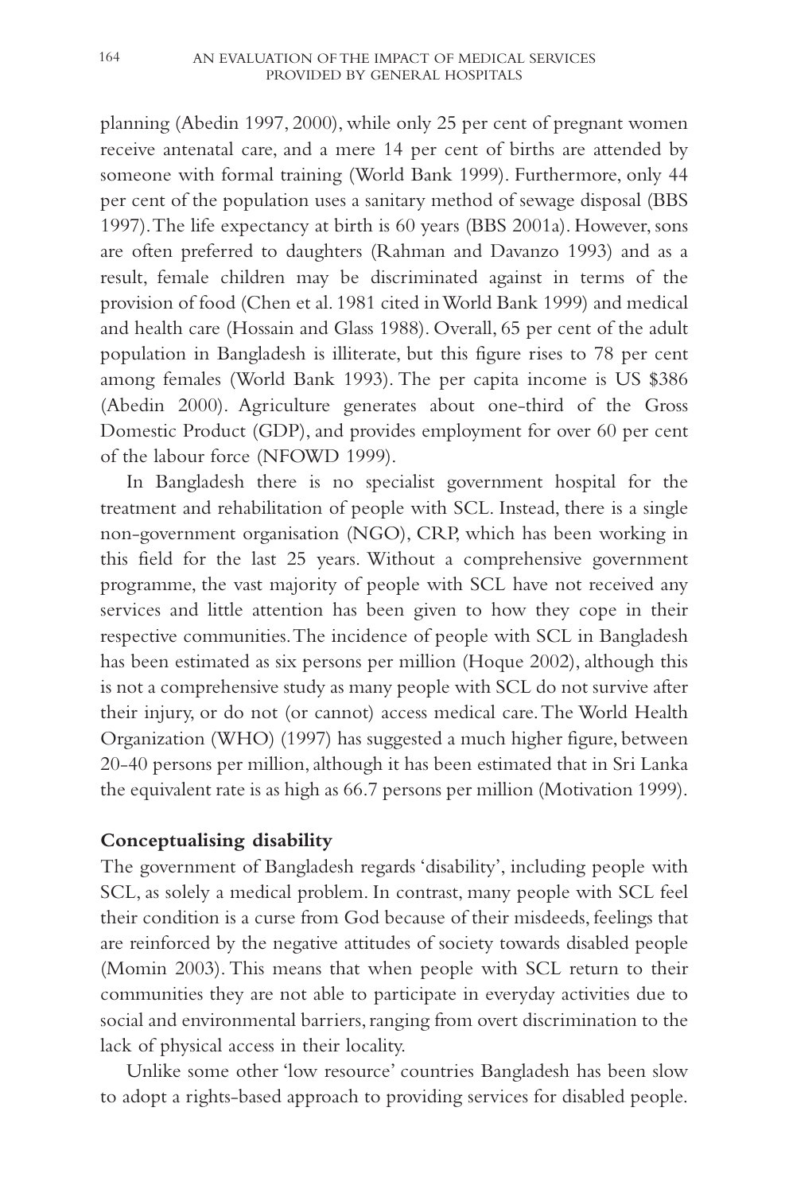planning (Abedin 1997, 2000), while only 25 per cent of pregnant women receive antenatal care, and a mere 14 per cent of births are attended by someone with formal training (World Bank 1999). Furthermore, only 44 per cent of the population uses a sanitary method of sewage disposal (BBS 1997). The life expectancy at birth is 60 years (BBS 2001a). However, sons are often preferred to daughters (Rahman and Davanzo 1993) and as a result, female children may be discriminated against in terms of the provision of food (Chen et al. 1981 cited in World Bank 1999) and medical and health care (Hossain and Glass 1988). Overall, 65 per cent of the adult population in Bangladesh is illiterate, but this figure rises to 78 per cent among females (World Bank 1993). The per capita income is US $386 (Abedin 2000). Agriculture generates about one-third of the Gross Domestic Product (GDP), and provides employment for over 60 per cent of the labour force (NFOWD 1999).

In Bangladesh there is no specialist government hospital for the treatment and rehabilitation of people with SCL. Instead, there is a single non-government organisation (NGO), CRP, which has been working in this field for the last 25 years. Without a comprehensive government programme, the vast majority of people with SCL have not received any services and little attention has been given to how they cope in their respective communities. The incidence of people with SCL in Bangladesh has been estimated as six persons per million (Hoque 2002), although this is not a comprehensive study as many people with SCL do not survive after their injury, or do not (or cannot) access medical care. The World Health Organization (WHO) (1997) has suggested a much higher figure, between 20-40 persons per million, although it has been estimated that in Sri Lanka the equivalent rate is as high as 66.7 persons per million (Motivation 1999).

**Conceptualising disability**

The government of Bangladesh regards 'disability', including people with SCL, as solely a medical problem. In contrast, many people with SCL feel their condition is a curse from God because of their misdeeds, feelings that are reinforced by the negative attitudes of society towards disabled people (Momin 2003). This means that when people with SCL return to their communities they are not able to participate in everyday activities due to social and environmental barriers, ranging from overt discrimination to the lack of physical access in their locality.

Unlike some other 'low resource' countries Bangladesh has been slow to adopt a rights-based approach to providing services for disabled people.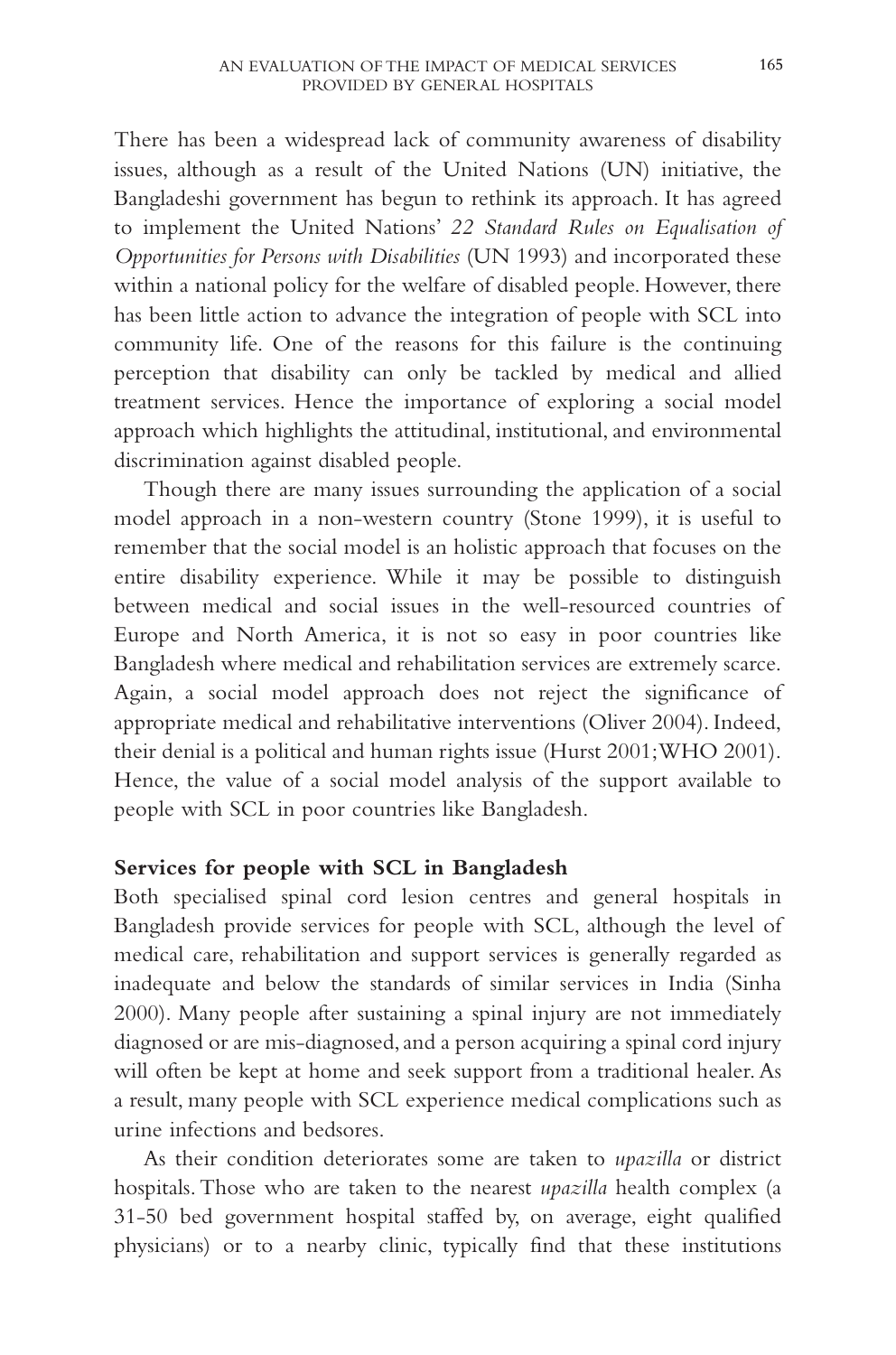There has been a widespread lack of community awareness of disability issues, although as a result of the United Nations (UN) initiative, the Bangladeshi government has begun to rethink its approach. It has agreed to implement the United Nations' *22 Standard Rules on Equalisation of Opportunities for Persons with Disabilities* (UN 1993) and incorporated these within a national policy for the welfare of disabled people. However, there has been little action to advance the integration of people with SCL into community life. One of the reasons for this failure is the continuing perception that disability can only be tackled by medical and allied treatment services. Hence the importance of exploring a social model approach which highlights the attitudinal, institutional, and environmental discrimination against disabled people.

Though there are many issues surrounding the application of a social model approach in a non-western country (Stone 1999), it is useful to remember that the social model is an holistic approach that focuses on the entire disability experience. While it may be possible to distinguish between medical and social issues in the well-resourced countries of Europe and North America, it is not so easy in poor countries like Bangladesh where medical and rehabilitation services are extremely scarce. Again, a social model approach does not reject the significance of appropriate medical and rehabilitative interventions (Oliver 2004). Indeed, their denial is a political and human rights issue (Hurst 2001; WHO 2001). Hence, the value of a social model analysis of the support available to people with SCL in poor countries like Bangladesh.

**Services for people with SCL in Bangladesh**

Both specialised spinal cord lesion centres and general hospitals in Bangladesh provide services for people with SCL, although the level of medical care, rehabilitation and support services is generally regarded as inadequate and below the standards of similar services in India (Sinha 2000). Many people after sustaining a spinal injury are not immediately diagnosed or are mis-diagnosed, and a person acquiring a spinal cord injury will often be kept at home and seek support from a traditional healer. As a result, many people with SCL experience medical complications such as urine infections and bedsores.

As their condition deteriorates some are taken to *upazilla* or district hospitals. Those who are taken to the nearest *upazilla* health complex (a 31-50 bed government hospital staffed by, on average, eight qualified physicians) or to a nearby clinic, typically find that these institutions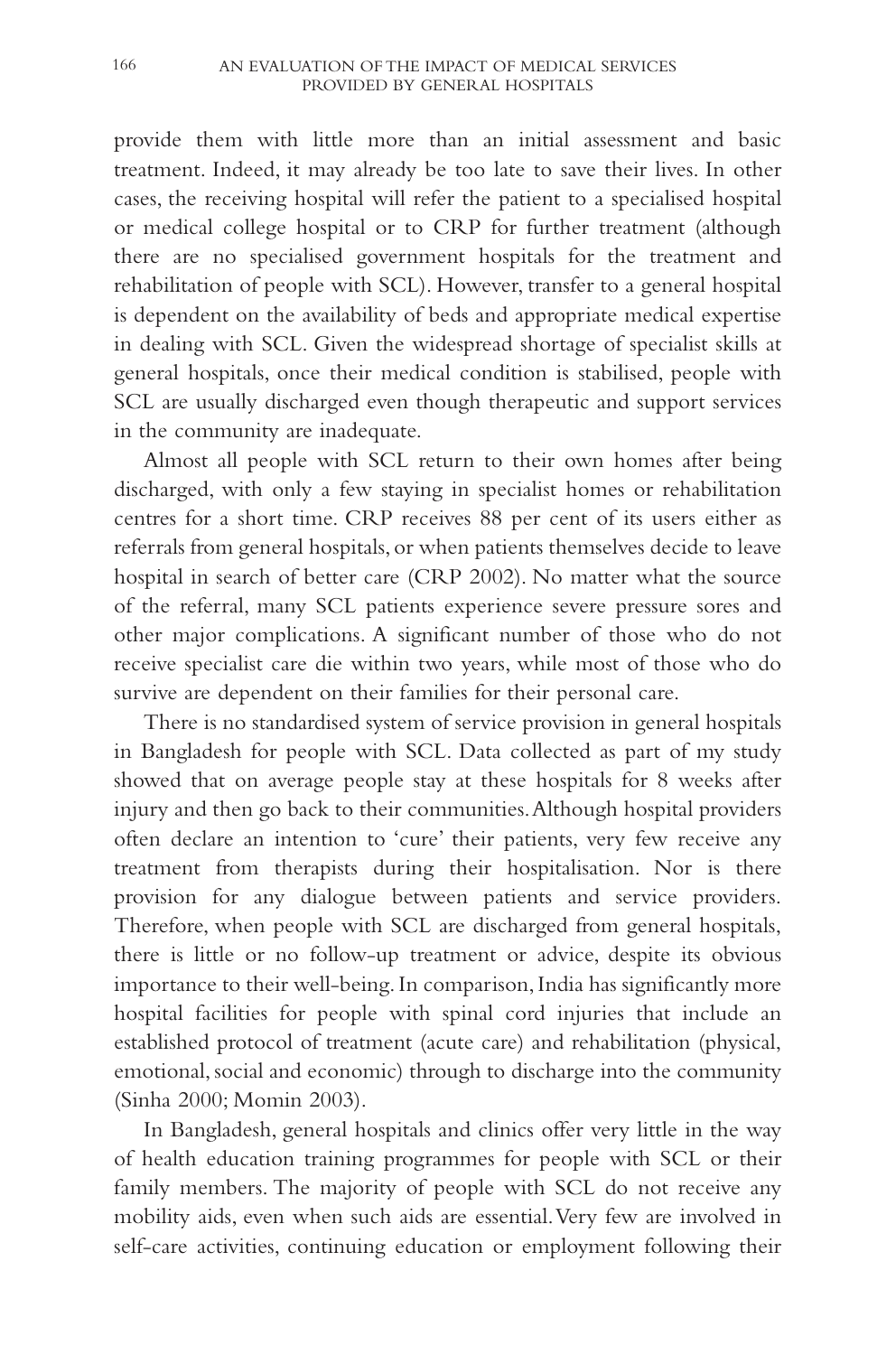provide them with little more than an initial assessment and basic treatment. Indeed, it may already be too late to save their lives. In other cases, the receiving hospital will refer the patient to a specialised hospital or medical college hospital or to CRP for further treatment (although there are no specialised government hospitals for the treatment and rehabilitation of people with SCL). However, transfer to a general hospital is dependent on the availability of beds and appropriate medical expertise in dealing with SCL. Given the widespread shortage of specialist skills at general hospitals, once their medical condition is stabilised, people with SCL are usually discharged even though therapeutic and support services in the community are inadequate.

Almost all people with SCL return to their own homes after being discharged, with only a few staying in specialist homes or rehabilitation centres for a short time. CRP receives 88 per cent of its users either as referrals from general hospitals, or when patients themselves decide to leave hospital in search of better care (CRP 2002). No matter what the source of the referral, many SCL patients experience severe pressure sores and other major complications. A significant number of those who do not receive specialist care die within two years, while most of those who do survive are dependent on their families for their personal care.

There is no standardised system of service provision in general hospitals in Bangladesh for people with SCL. Data collected as part of my study showed that on average people stay at these hospitals for 8 weeks after injury and then go back to their communities. Although hospital providers often declare an intention to 'cure' their patients, very few receive any treatment from therapists during their hospitalisation. Nor is there provision for any dialogue between patients and service providers. Therefore, when people with SCL are discharged from general hospitals, there is little or no follow-up treatment or advice, despite its obvious importance to their well-being. In comparison, India has significantly more hospital facilities for people with spinal cord injuries that include an established protocol of treatment (acute care) and rehabilitation (physical, emotional, social and economic) through to discharge into the community (Sinha 2000; Momin 2003).

In Bangladesh, general hospitals and clinics offer very little in the way of health education training programmes for people with SCL or their family members. The majority of people with SCL do not receive any mobility aids, even when such aids are essential. Very few are involved in self-care activities, continuing education or employment following their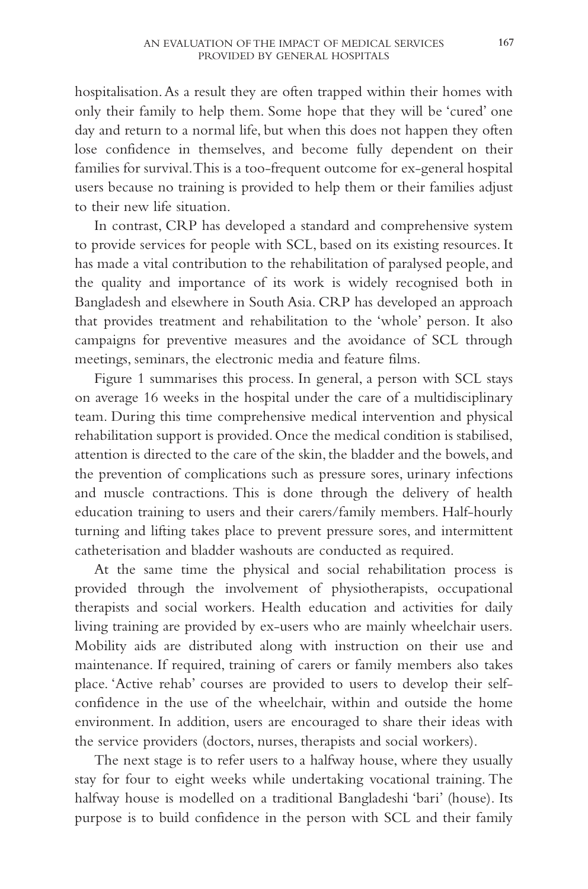hospitalisation. As a result they are often trapped within their homes with only their family to help them. Some hope that they will be 'cured' one day and return to a normal life, but when this does not happen they often lose confidence in themselves, and become fully dependent on their families for survival. This is a too-frequent outcome for ex-general hospital users because no training is provided to help them or their families adjust to their new life situation.

In contrast, CRP has developed a standard and comprehensive system to provide services for people with SCL, based on its existing resources. It has made a vital contribution to the rehabilitation of paralysed people, and the quality and importance of its work is widely recognised both in Bangladesh and elsewhere in South Asia. CRP has developed an approach that provides treatment and rehabilitation to the 'whole' person. It also campaigns for preventive measures and the avoidance of SCL through meetings, seminars, the electronic media and feature films.

Figure 1 summarises this process. In general, a person with SCL stays on average 16 weeks in the hospital under the care of a multidisciplinary team. During this time comprehensive medical intervention and physical rehabilitation support is provided. Once the medical condition is stabilised, attention is directed to the care of the skin, the bladder and the bowels, and the prevention of complications such as pressure sores, urinary infections and muscle contractions. This is done through the delivery of health education training to users and their carers/family members. Half-hourly turning and lifting takes place to prevent pressure sores, and intermittent catheterisation and bladder washouts are conducted as required.

At the same time the physical and social rehabilitation process is provided through the involvement of physiotherapists, occupational therapists and social workers. Health education and activities for daily living training are provided by ex-users who are mainly wheelchair users. Mobility aids are distributed along with instruction on their use and maintenance. If required, training of carers or family members also takes place. 'Active rehab' courses are provided to users to develop their self-confidence in the use of the wheelchair, within and outside the home environment. In addition, users are encouraged to share their ideas with the service providers (doctors, nurses, therapists and social workers).

The next stage is to refer users to a halfway house, where they usually stay for four to eight weeks while undertaking vocational training. The halfway house is modelled on a traditional Bangladeshi 'bari' (house). Its purpose is to build confidence in the person with SCL and their family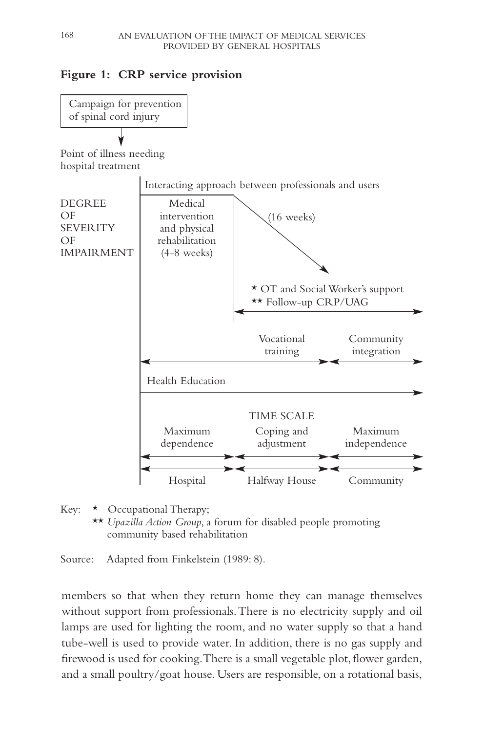**Figure 1: CRP service provision**

Campaign for prevention of spinal cord injury

↓

Point of illness needing hospital treatment

Interacting approach between professionals and users

DEGREE OF SEVERITY OF IMPAIRMENT

Medical intervention and physical rehabilitation (4-8 weeks)

(16 weeks)

* OT and Social Worker's support
** Follow-up CRP/UAG

Vocational training | Community integration

Health Education

TIME SCALE

| Maximum dependence | Coping and adjustment | Maximum independence |
|---|---|---|
| Hospital | Halfway House | Community |

Key: * Occupational Therapy;
** *Upazilla Action Group*, a forum for disabled people promoting community based rehabilitation

Source: Adapted from Finkelstein (1989: 8).

members so that when they return home they can manage themselves without support from professionals. There is no electricity supply and oil lamps are used for lighting the room, and no water supply so that a hand tube-well is used to provide water. In addition, there is no gas supply and firewood is used for cooking. There is a small vegetable plot, flower garden, and a small poultry/goat house. Users are responsible, on a rotational basis,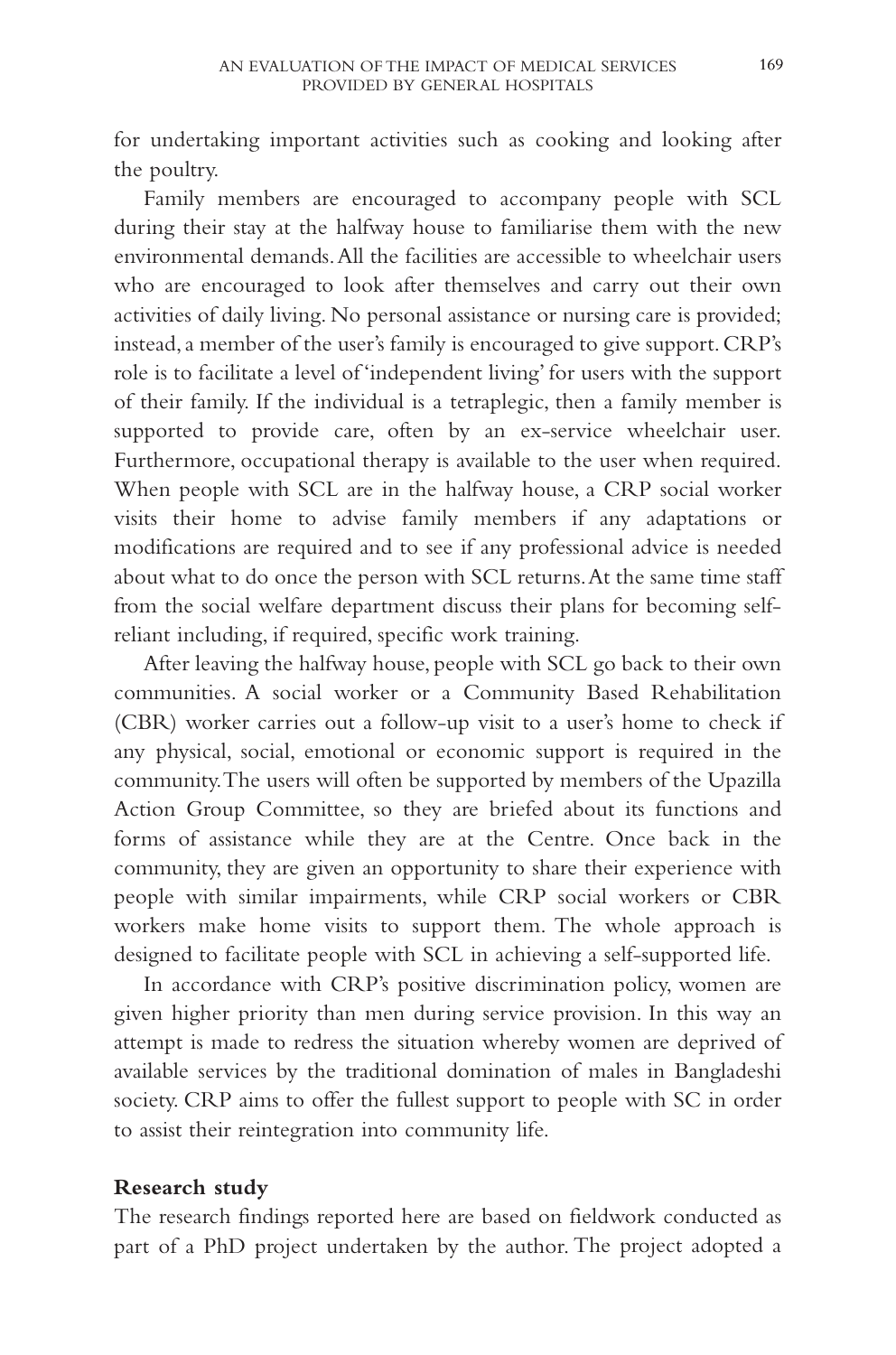for undertaking important activities such as cooking and looking after the poultry.

Family members are encouraged to accompany people with SCL during their stay at the halfway house to familiarise them with the new environmental demands. All the facilities are accessible to wheelchair users who are encouraged to look after themselves and carry out their own activities of daily living. No personal assistance or nursing care is provided; instead, a member of the user's family is encouraged to give support. CRP's role is to facilitate a level of 'independent living' for users with the support of their family. If the individual is a tetraplegic, then a family member is supported to provide care, often by an ex-service wheelchair user. Furthermore, occupational therapy is available to the user when required. When people with SCL are in the halfway house, a CRP social worker visits their home to advise family members if any adaptations or modifications are required and to see if any professional advice is needed about what to do once the person with SCL returns. At the same time staff from the social welfare department discuss their plans for becoming self-reliant including, if required, specific work training.

After leaving the halfway house, people with SCL go back to their own communities. A social worker or a Community Based Rehabilitation (CBR) worker carries out a follow-up visit to a user's home to check if any physical, social, emotional or economic support is required in the community. The users will often be supported by members of the Upazilla Action Group Committee, so they are briefed about its functions and forms of assistance while they are at the Centre. Once back in the community, they are given an opportunity to share their experience with people with similar impairments, while CRP social workers or CBR workers make home visits to support them. The whole approach is designed to facilitate people with SCL in achieving a self-supported life.

In accordance with CRP's positive discrimination policy, women are given higher priority than men during service provision. In this way an attempt is made to redress the situation whereby women are deprived of available services by the traditional domination of males in Bangladeshi society. CRP aims to offer the fullest support to people with SC in order to assist their reintegration into community life.

**Research study**

The research findings reported here are based on fieldwork conducted as part of a PhD project undertaken by the author. The project adopted a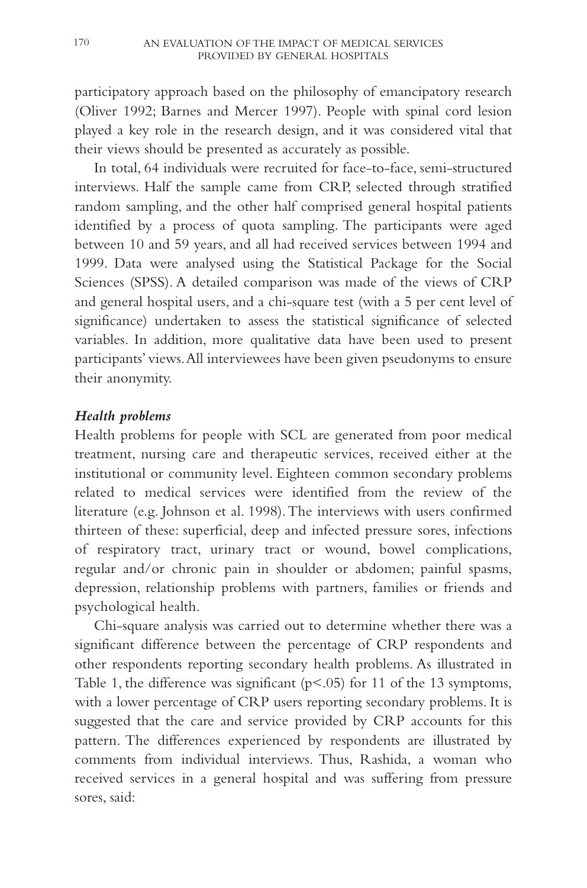participatory approach based on the philosophy of emancipatory research (Oliver 1992; Barnes and Mercer 1997). People with spinal cord lesion played a key role in the research design, and it was considered vital that their views should be presented as accurately as possible.

In total, 64 individuals were recruited for face-to-face, semi-structured interviews. Half the sample came from CRP, selected through stratified random sampling, and the other half comprised general hospital patients identified by a process of quota sampling. The participants were aged between 10 and 59 years, and all had received services between 1994 and 1999. Data were analysed using the Statistical Package for the Social Sciences (SPSS). A detailed comparison was made of the views of CRP and general hospital users, and a chi-square test (with a 5 per cent level of significance) undertaken to assess the statistical significance of selected variables. In addition, more qualitative data have been used to present participants' views. All interviewees have been given pseudonyms to ensure their anonymity.

### *Health problems*

Health problems for people with SCL are generated from poor medical treatment, nursing care and therapeutic services, received either at the institutional or community level. Eighteen common secondary problems related to medical services were identified from the review of the literature (e.g. Johnson et al. 1998). The interviews with users confirmed thirteen of these: superficial, deep and infected pressure sores, infections of respiratory tract, urinary tract or wound, bowel complications, regular and/or chronic pain in shoulder or abdomen; painful spasms, depression, relationship problems with partners, families or friends and psychological health.

Chi-square analysis was carried out to determine whether there was a significant difference between the percentage of CRP respondents and other respondents reporting secondary health problems. As illustrated in Table 1, the difference was significant ($p<.05$) for 11 of the 13 symptoms, with a lower percentage of CRP users reporting secondary problems. It is suggested that the care and service provided by CRP accounts for this pattern. The differences experienced by respondents are illustrated by comments from individual interviews. Thus, Rashida, a woman who received services in a general hospital and was suffering from pressure sores, said: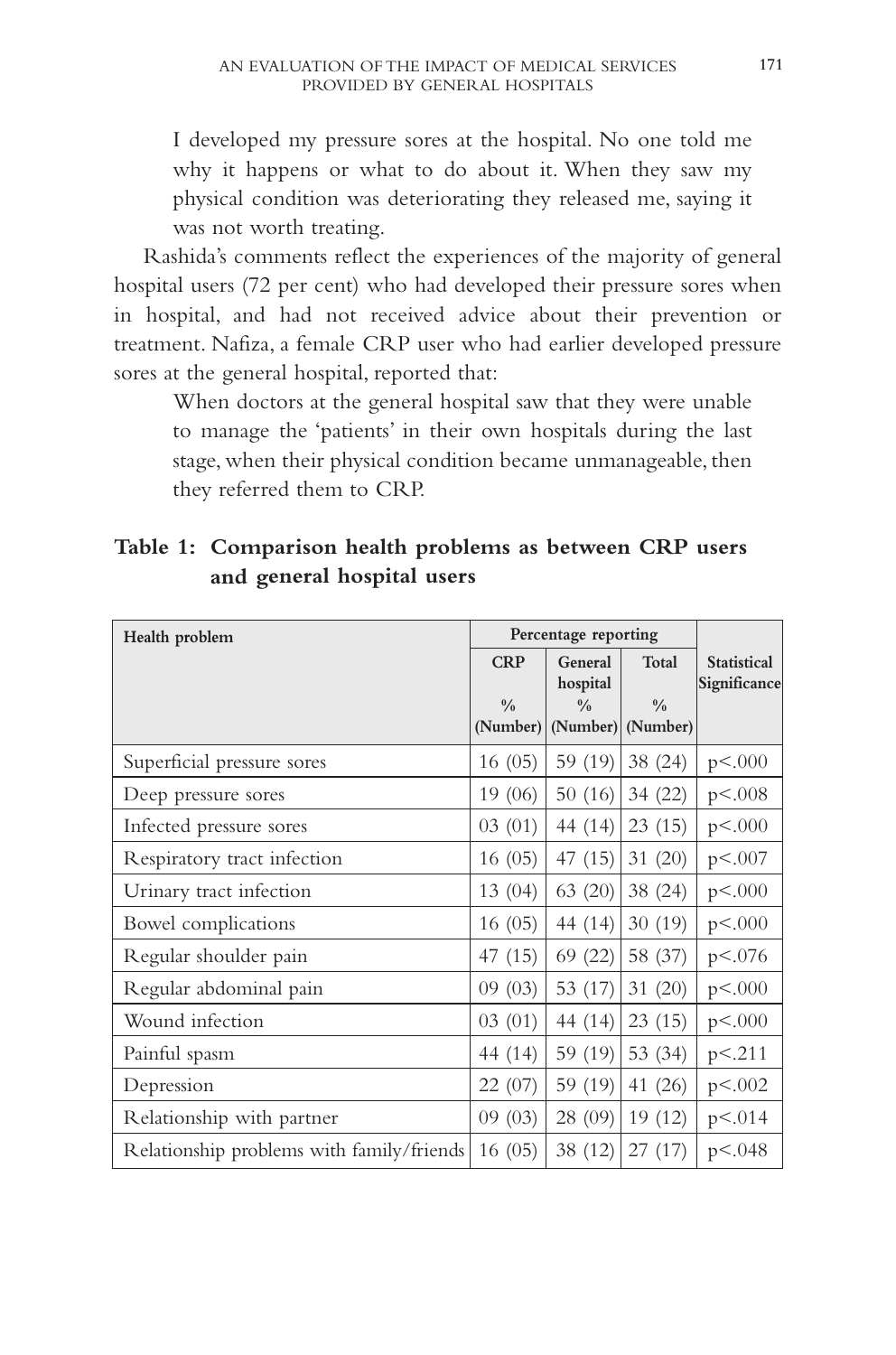> I developed my pressure sores at the hospital. No one told me why it happens or what to do about it. When they saw my physical condition was deteriorating they released me, saying it was not worth treating.

Rashida's comments reflect the experiences of the majority of general hospital users (72 per cent) who had developed their pressure sores when in hospital, and had not received advice about their prevention or treatment. Nafiza, a female CRP user who had earlier developed pressure sores at the general hospital, reported that:

> When doctors at the general hospital saw that they were unable to manage the 'patients' in their own hospitals during the last stage, when their physical condition became unmanageable, then they referred them to CRP.

**Table 1: Comparison health problems as between CRP users and general hospital users**

| Health problem | Percentage reporting | | | Statistical Significance |
|---|---|---|---|---|
| | CRP % (Number) | General hospital % (Number) | Total % (Number) | |
| Superficial pressure sores | 16 (05) | 59 (19) | 38 (24) | p<.000 |
| Deep pressure sores | 19 (06) | 50 (16) | 34 (22) | p<.008 |
| Infected pressure sores | 03 (01) | 44 (14) | 23 (15) | p<.000 |
| Respiratory tract infection | 16 (05) | 47 (15) | 31 (20) | p<.007 |
| Urinary tract infection | 13 (04) | 63 (20) | 38 (24) | p<.000 |
| Bowel complications | 16 (05) | 44 (14) | 30 (19) | p<.000 |
| Regular shoulder pain | 47 (15) | 69 (22) | 58 (37) | p<.076 |
| Regular abdominal pain | 09 (03) | 53 (17) | 31 (20) | p<.000 |
| Wound infection | 03 (01) | 44 (14) | 23 (15) | p<.000 |
| Painful spasm | 44 (14) | 59 (19) | 53 (34) | p<.211 |
| Depression | 22 (07) | 59 (19) | 41 (26) | p<.002 |
| Relationship with partner | 09 (03) | 28 (09) | 19 (12) | p<.014 |
| Relationship problems with family/friends | 16 (05) | 38 (12) | 27 (17) | p<.048 |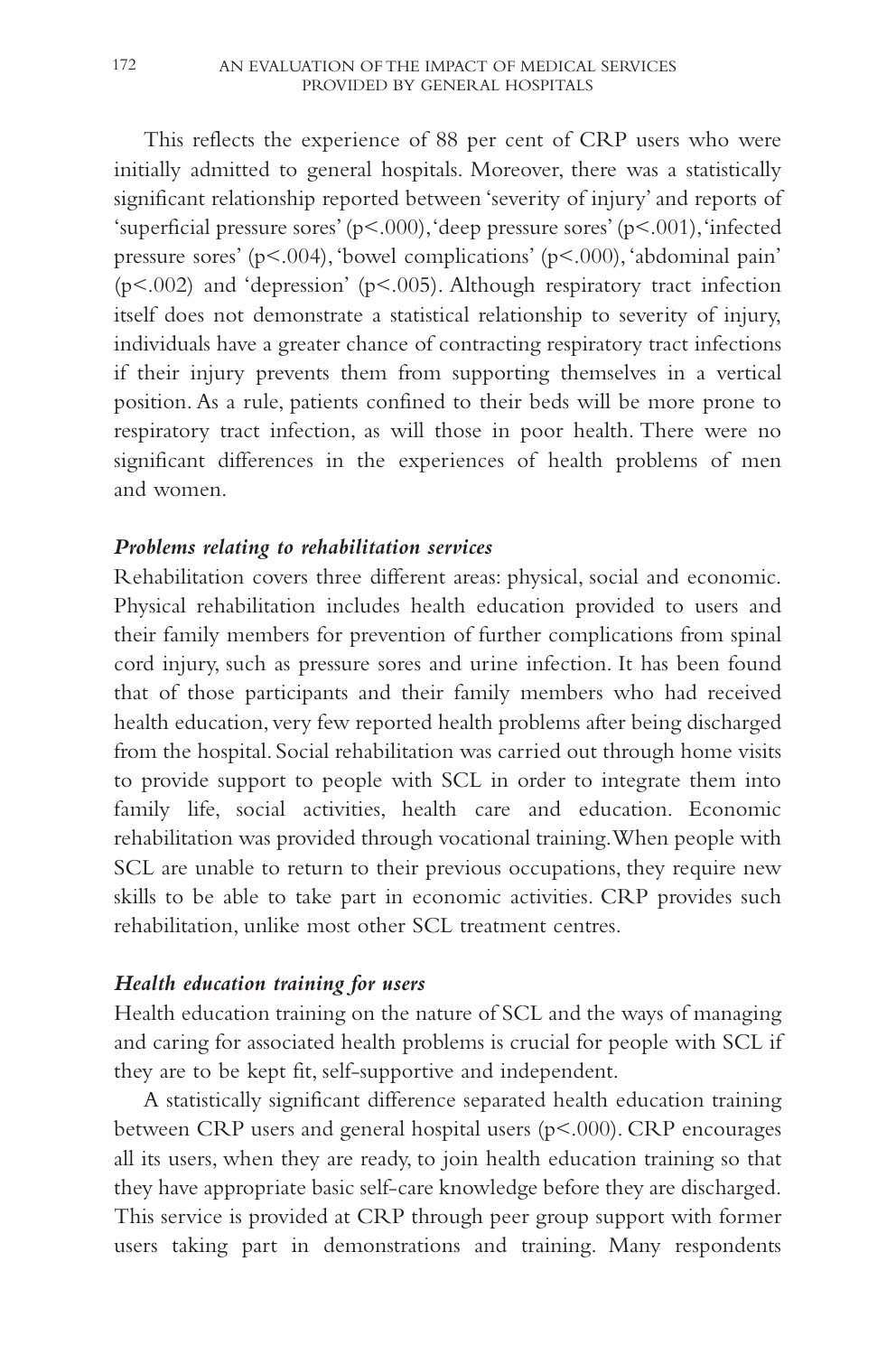This reflects the experience of 88 per cent of CRP users who were initially admitted to general hospitals. Moreover, there was a statistically significant relationship reported between 'severity of injury' and reports of 'superficial pressure sores' ($p<.000$), 'deep pressure sores' ($p<.001$), 'infected pressure sores' ($p<.004$), 'bowel complications' ($p<.000$), 'abdominal pain' ($p<.002$) and 'depression' ($p<.005$). Although respiratory tract infection itself does not demonstrate a statistical relationship to severity of injury, individuals have a greater chance of contracting respiratory tract infections if their injury prevents them from supporting themselves in a vertical position. As a rule, patients confined to their beds will be more prone to respiratory tract infection, as will those in poor health. There were no significant differences in the experiences of health problems of men and women.

### *Problems relating to rehabilitation services*

Rehabilitation covers three different areas: physical, social and economic. Physical rehabilitation includes health education provided to users and their family members for prevention of further complications from spinal cord injury, such as pressure sores and urine infection. It has been found that of those participants and their family members who had received health education, very few reported health problems after being discharged from the hospital. Social rehabilitation was carried out through home visits to provide support to people with SCL in order to integrate them into family life, social activities, health care and education. Economic rehabilitation was provided through vocational training. When people with SCL are unable to return to their previous occupations, they require new skills to be able to take part in economic activities. CRP provides such rehabilitation, unlike most other SCL treatment centres.

### *Health education training for users*

Health education training on the nature of SCL and the ways of managing and caring for associated health problems is crucial for people with SCL if they are to be kept fit, self-supportive and independent.

A statistically significant difference separated health education training between CRP users and general hospital users ($p<.000$). CRP encourages all its users, when they are ready, to join health education training so that they have appropriate basic self-care knowledge before they are discharged. This service is provided at CRP through peer group support with former users taking part in demonstrations and training. Many respondents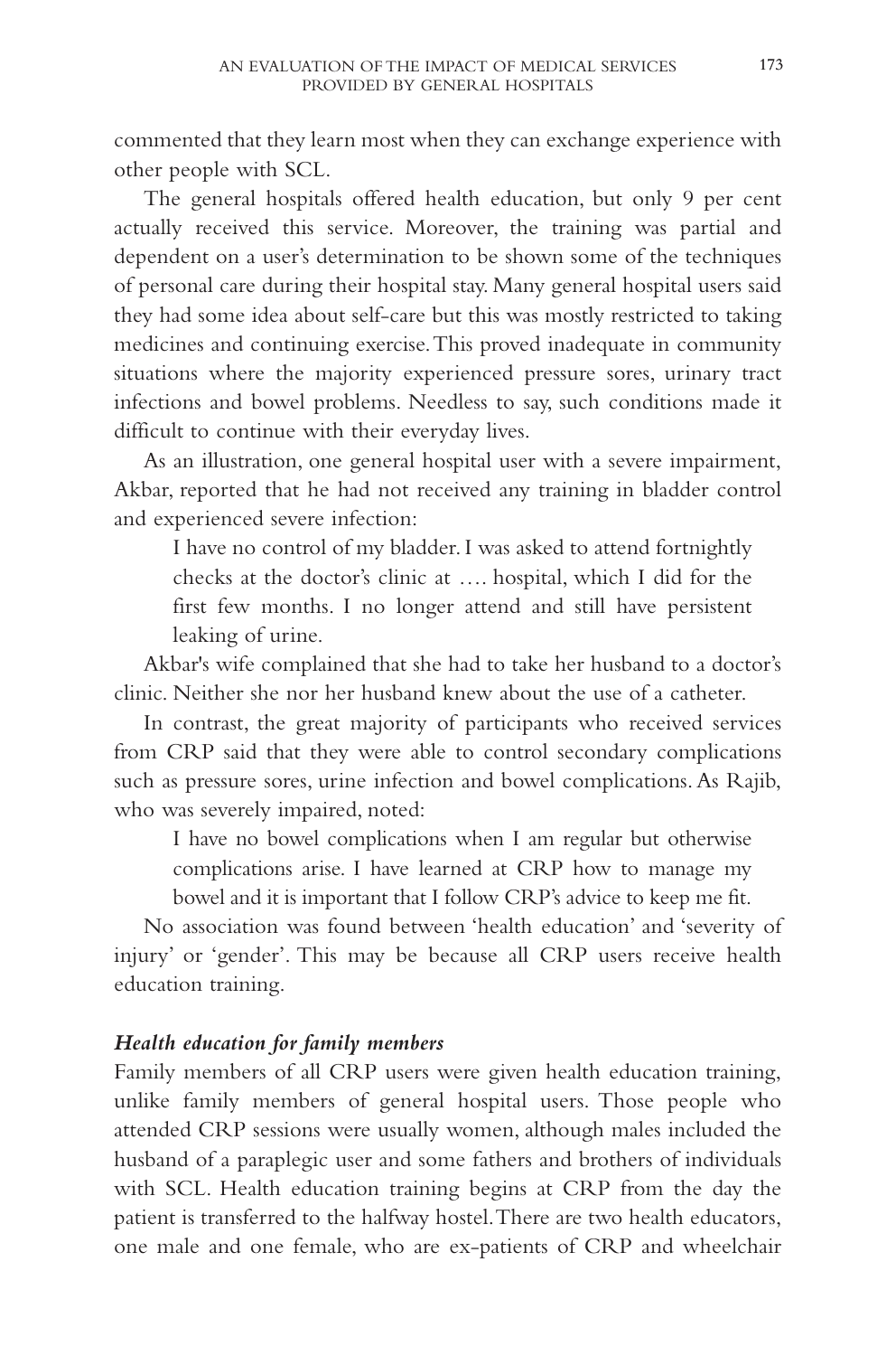commented that they learn most when they can exchange experience with other people with SCL.

The general hospitals offered health education, but only 9 per cent actually received this service. Moreover, the training was partial and dependent on a user's determination to be shown some of the techniques of personal care during their hospital stay. Many general hospital users said they had some idea about self-care but this was mostly restricted to taking medicines and continuing exercise. This proved inadequate in community situations where the majority experienced pressure sores, urinary tract infections and bowel problems. Needless to say, such conditions made it difficult to continue with their everyday lives.

As an illustration, one general hospital user with a severe impairment, Akbar, reported that he had not received any training in bladder control and experienced severe infection:

> I have no control of my bladder. I was asked to attend fortnightly checks at the doctor's clinic at …. hospital, which I did for the first few months. I no longer attend and still have persistent leaking of urine.

Akbar's wife complained that she had to take her husband to a doctor's clinic. Neither she nor her husband knew about the use of a catheter.

In contrast, the great majority of participants who received services from CRP said that they were able to control secondary complications such as pressure sores, urine infection and bowel complications. As Rajib, who was severely impaired, noted:

> I have no bowel complications when I am regular but otherwise complications arise. I have learned at CRP how to manage my bowel and it is important that I follow CRP's advice to keep me fit.

No association was found between 'health education' and 'severity of injury' or 'gender'. This may be because all CRP users receive health education training.

### *Health education for family members*

Family members of all CRP users were given health education training, unlike family members of general hospital users. Those people who attended CRP sessions were usually women, although males included the husband of a paraplegic user and some fathers and brothers of individuals with SCL. Health education training begins at CRP from the day the patient is transferred to the halfway hostel. There are two health educators, one male and one female, who are ex-patients of CRP and wheelchair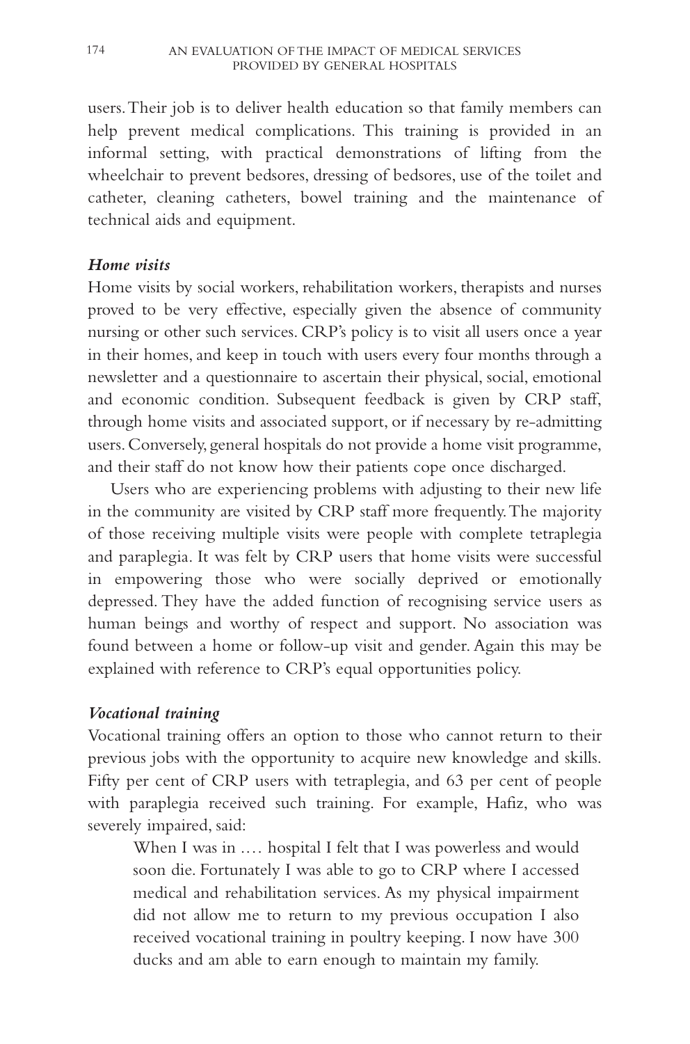users. Their job is to deliver health education so that family members can help prevent medical complications. This training is provided in an informal setting, with practical demonstrations of lifting from the wheelchair to prevent bedsores, dressing of bedsores, use of the toilet and catheter, cleaning catheters, bowel training and the maintenance of technical aids and equipment.

### *Home visits*

Home visits by social workers, rehabilitation workers, therapists and nurses proved to be very effective, especially given the absence of community nursing or other such services. CRP's policy is to visit all users once a year in their homes, and keep in touch with users every four months through a newsletter and a questionnaire to ascertain their physical, social, emotional and economic condition. Subsequent feedback is given by CRP staff, through home visits and associated support, or if necessary by re-admitting users. Conversely, general hospitals do not provide a home visit programme, and their staff do not know how their patients cope once discharged.

Users who are experiencing problems with adjusting to their new life in the community are visited by CRP staff more frequently. The majority of those receiving multiple visits were people with complete tetraplegia and paraplegia. It was felt by CRP users that home visits were successful in empowering those who were socially deprived or emotionally depressed. They have the added function of recognising service users as human beings and worthy of respect and support. No association was found between a home or follow-up visit and gender. Again this may be explained with reference to CRP's equal opportunities policy.

### *Vocational training*

Vocational training offers an option to those who cannot return to their previous jobs with the opportunity to acquire new knowledge and skills. Fifty per cent of CRP users with tetraplegia, and 63 per cent of people with paraplegia received such training. For example, Hafiz, who was severely impaired, said:

> When I was in …. hospital I felt that I was powerless and would soon die. Fortunately I was able to go to CRP where I accessed medical and rehabilitation services. As my physical impairment did not allow me to return to my previous occupation I also received vocational training in poultry keeping. I now have 300 ducks and am able to earn enough to maintain my family.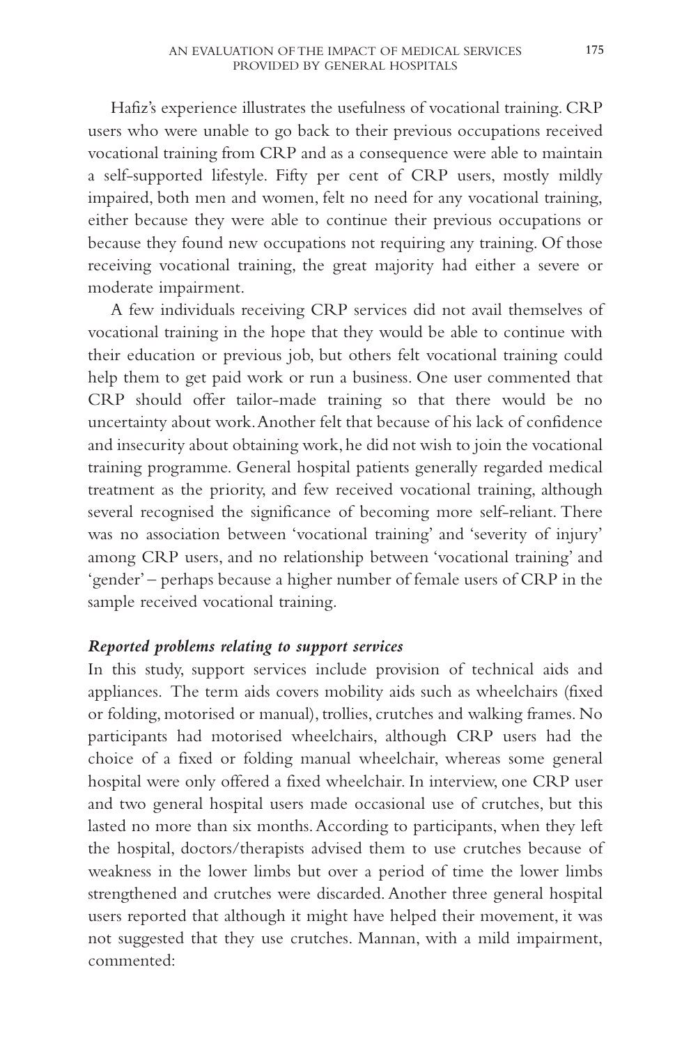Hafiz's experience illustrates the usefulness of vocational training. CRP users who were unable to go back to their previous occupations received vocational training from CRP and as a consequence were able to maintain a self-supported lifestyle. Fifty per cent of CRP users, mostly mildly impaired, both men and women, felt no need for any vocational training, either because they were able to continue their previous occupations or because they found new occupations not requiring any training. Of those receiving vocational training, the great majority had either a severe or moderate impairment.

A few individuals receiving CRP services did not avail themselves of vocational training in the hope that they would be able to continue with their education or previous job, but others felt vocational training could help them to get paid work or run a business. One user commented that CRP should offer tailor-made training so that there would be no uncertainty about work. Another felt that because of his lack of confidence and insecurity about obtaining work, he did not wish to join the vocational training programme. General hospital patients generally regarded medical treatment as the priority, and few received vocational training, although several recognised the significance of becoming more self-reliant. There was no association between 'vocational training' and 'severity of injury' among CRP users, and no relationship between 'vocational training' and 'gender' – perhaps because a higher number of female users of CRP in the sample received vocational training.

#### *Reported problems relating to support services*

In this study, support services include provision of technical aids and appliances. The term aids covers mobility aids such as wheelchairs (fixed or folding, motorised or manual), trollies, crutches and walking frames. No participants had motorised wheelchairs, although CRP users had the choice of a fixed or folding manual wheelchair, whereas some general hospital were only offered a fixed wheelchair. In interview, one CRP user and two general hospital users made occasional use of crutches, but this lasted no more than six months. According to participants, when they left the hospital, doctors/therapists advised them to use crutches because of weakness in the lower limbs but over a period of time the lower limbs strengthened and crutches were discarded. Another three general hospital users reported that although it might have helped their movement, it was not suggested that they use crutches. Mannan, with a mild impairment, commented: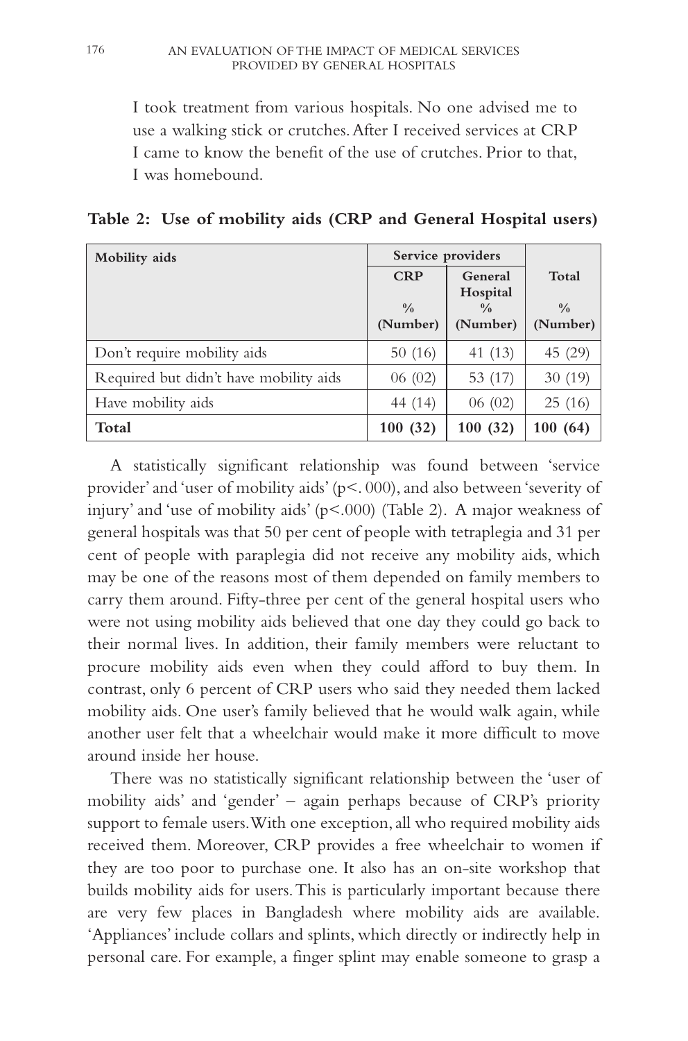> I took treatment from various hospitals. No one advised me to use a walking stick or crutches. After I received services at CRP I came to know the benefit of the use of crutches. Prior to that, I was homebound.

**Table 2: Use of mobility aids (CRP and General Hospital users)**

| Mobility aids | Service providers | | |
|---|---|---|---|
| | CRP<br>%<br>(Number) | General Hospital<br>%<br>(Number) | Total<br>%<br>(Number) |
| Don't require mobility aids | 50 (16) | 41 (13) | 45 (29) |
| Required but didn't have mobility aids | 06 (02) | 53 (17) | 30 (19) |
| Have mobility aids | 44 (14) | 06 (02) | 25 (16) |
| **Total** | **100 (32)** | **100 (32)** | **100 (64)** |

A statistically significant relationship was found between 'service provider' and 'user of mobility aids' ($p < .000$), and also between 'severity of injury' and 'use of mobility aids' ($p < .000$) (Table 2). A major weakness of general hospitals was that 50 per cent of people with tetraplegia and 31 per cent of people with paraplegia did not receive any mobility aids, which may be one of the reasons most of them depended on family members to carry them around. Fifty-three per cent of the general hospital users who were not using mobility aids believed that one day they could go back to their normal lives. In addition, their family members were reluctant to procure mobility aids even when they could afford to buy them. In contrast, only 6 percent of CRP users who said they needed them lacked mobility aids. One user's family believed that he would walk again, while another user felt that a wheelchair would make it more difficult to move around inside her house.

There was no statistically significant relationship between the 'user of mobility aids' and 'gender' – again perhaps because of CRP's priority support to female users. With one exception, all who required mobility aids received them. Moreover, CRP provides a free wheelchair to women if they are too poor to purchase one. It also has an on-site workshop that builds mobility aids for users. This is particularly important because there are very few places in Bangladesh where mobility aids are available. 'Appliances' include collars and splints, which directly or indirectly help in personal care. For example, a finger splint may enable someone to grasp a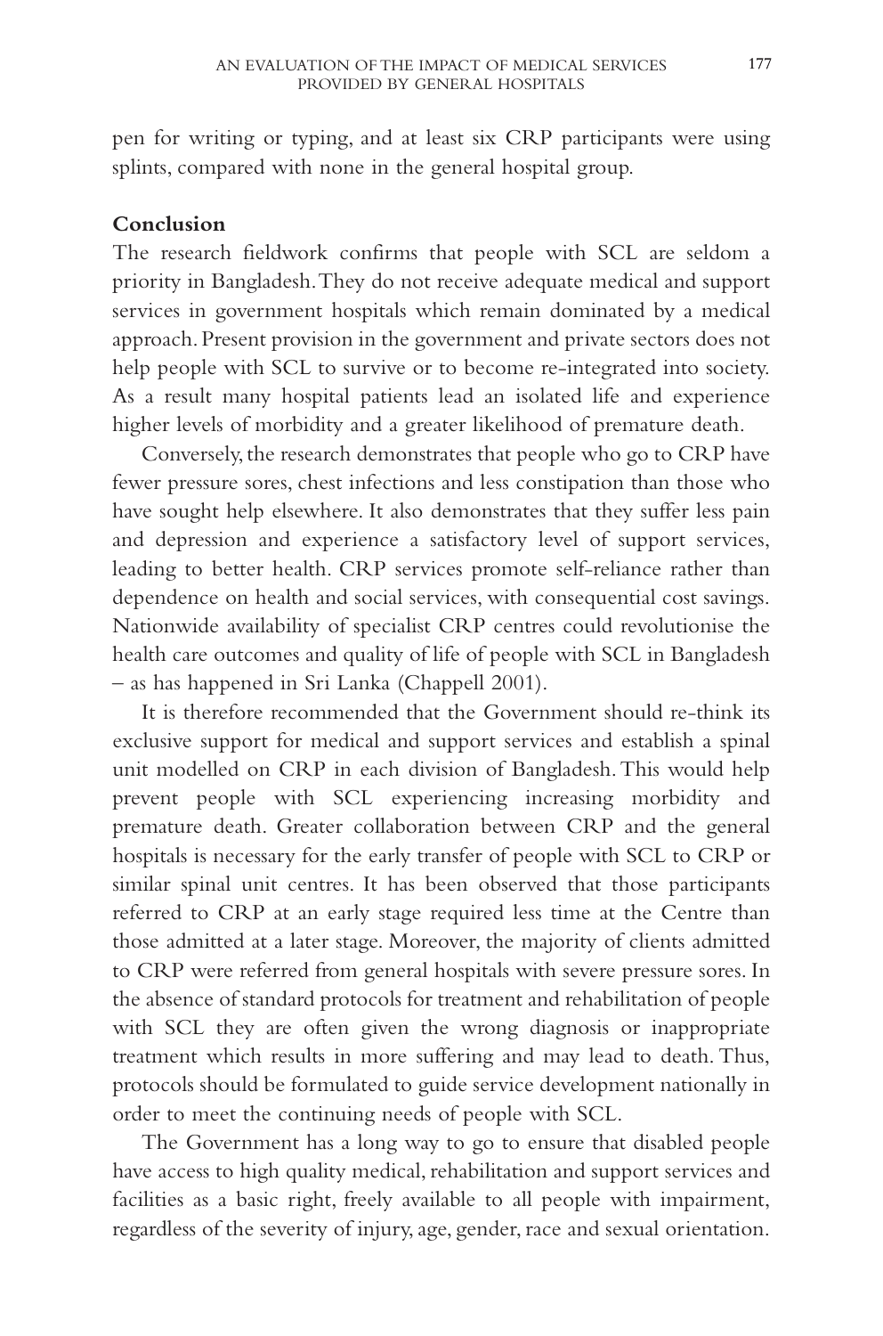pen for writing or typing, and at least six CRP participants were using splints, compared with none in the general hospital group.

**Conclusion**

The research fieldwork confirms that people with SCL are seldom a priority in Bangladesh. They do not receive adequate medical and support services in government hospitals which remain dominated by a medical approach. Present provision in the government and private sectors does not help people with SCL to survive or to become re-integrated into society. As a result many hospital patients lead an isolated life and experience higher levels of morbidity and a greater likelihood of premature death.

Conversely, the research demonstrates that people who go to CRP have fewer pressure sores, chest infections and less constipation than those who have sought help elsewhere. It also demonstrates that they suffer less pain and depression and experience a satisfactory level of support services, leading to better health. CRP services promote self-reliance rather than dependence on health and social services, with consequential cost savings. Nationwide availability of specialist CRP centres could revolutionise the health care outcomes and quality of life of people with SCL in Bangladesh – as has happened in Sri Lanka (Chappell 2001).

It is therefore recommended that the Government should re-think its exclusive support for medical and support services and establish a spinal unit modelled on CRP in each division of Bangladesh. This would help prevent people with SCL experiencing increasing morbidity and premature death. Greater collaboration between CRP and the general hospitals is necessary for the early transfer of people with SCL to CRP or similar spinal unit centres. It has been observed that those participants referred to CRP at an early stage required less time at the Centre than those admitted at a later stage. Moreover, the majority of clients admitted to CRP were referred from general hospitals with severe pressure sores. In the absence of standard protocols for treatment and rehabilitation of people with SCL they are often given the wrong diagnosis or inappropriate treatment which results in more suffering and may lead to death. Thus, protocols should be formulated to guide service development nationally in order to meet the continuing needs of people with SCL.

The Government has a long way to go to ensure that disabled people have access to high quality medical, rehabilitation and support services and facilities as a basic right, freely available to all people with impairment, regardless of the severity of injury, age, gender, race and sexual orientation.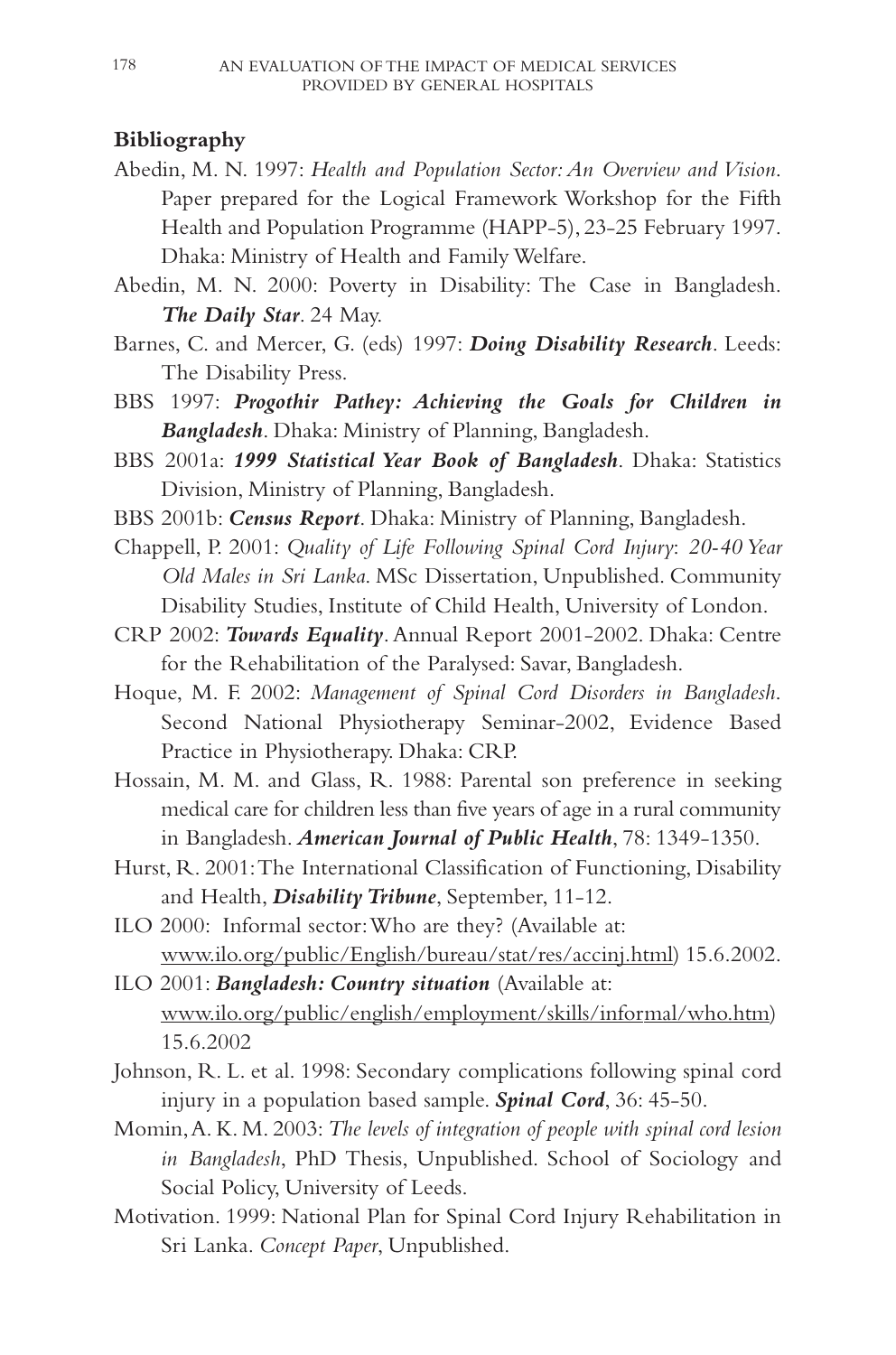## Bibliography

Abedin, M. N. 1997: *Health and Population Sector: An Overview and Vision*. Paper prepared for the Logical Framework Workshop for the Fifth Health and Population Programme (HAPP-5), 23-25 February 1997. Dhaka: Ministry of Health and Family Welfare.

Abedin, M. N. 2000: Poverty in Disability: The Case in Bangladesh. ***The Daily Star***. 24 May.

Barnes, C. and Mercer, G. (eds) 1997: ***Doing Disability Research***. Leeds: The Disability Press.

BBS 1997: ***Progothir Pathey: Achieving the Goals for Children in Bangladesh***. Dhaka: Ministry of Planning, Bangladesh.

BBS 2001a: ***1999 Statistical Year Book of Bangladesh***. Dhaka: Statistics Division, Ministry of Planning, Bangladesh.

BBS 2001b: ***Census Report***. Dhaka: Ministry of Planning, Bangladesh.

Chappell, P. 2001: *Quality of Life Following Spinal Cord Injury: 20-40 Year Old Males in Sri Lanka*. MSc Dissertation, Unpublished. Community Disability Studies, Institute of Child Health, University of London.

CRP 2002: ***Towards Equality***. Annual Report 2001-2002. Dhaka: Centre for the Rehabilitation of the Paralysed: Savar, Bangladesh.

Hoque, M. F. 2002: *Management of Spinal Cord Disorders in Bangladesh*. Second National Physiotherapy Seminar-2002, Evidence Based Practice in Physiotherapy. Dhaka: CRP.

Hossain, M. M. and Glass, R. 1988: Parental son preference in seeking medical care for children less than five years of age in a rural community in Bangladesh. ***American Journal of Public Health***, 78: 1349-1350.

Hurst, R. 2001: The International Classification of Functioning, Disability and Health, ***Disability Tribune***, September, 11-12.

ILO 2000: Informal sector: Who are they? (Available at: www.ilo.org/public/English/bureau/stat/res/accinj.html) 15.6.2002.

ILO 2001: ***Bangladesh: Country situation*** (Available at: www.ilo.org/public/english/employment/skills/informal/who.htm) 15.6.2002

Johnson, R. L. et al. 1998: Secondary complications following spinal cord injury in a population based sample. ***Spinal Cord***, 36: 45-50.

Momin, A. K. M. 2003: *The levels of integration of people with spinal cord lesion in Bangladesh*, PhD Thesis, Unpublished. School of Sociology and Social Policy, University of Leeds.

Motivation. 1999: National Plan for Spinal Cord Injury Rehabilitation in Sri Lanka. *Concept Paper*, Unpublished.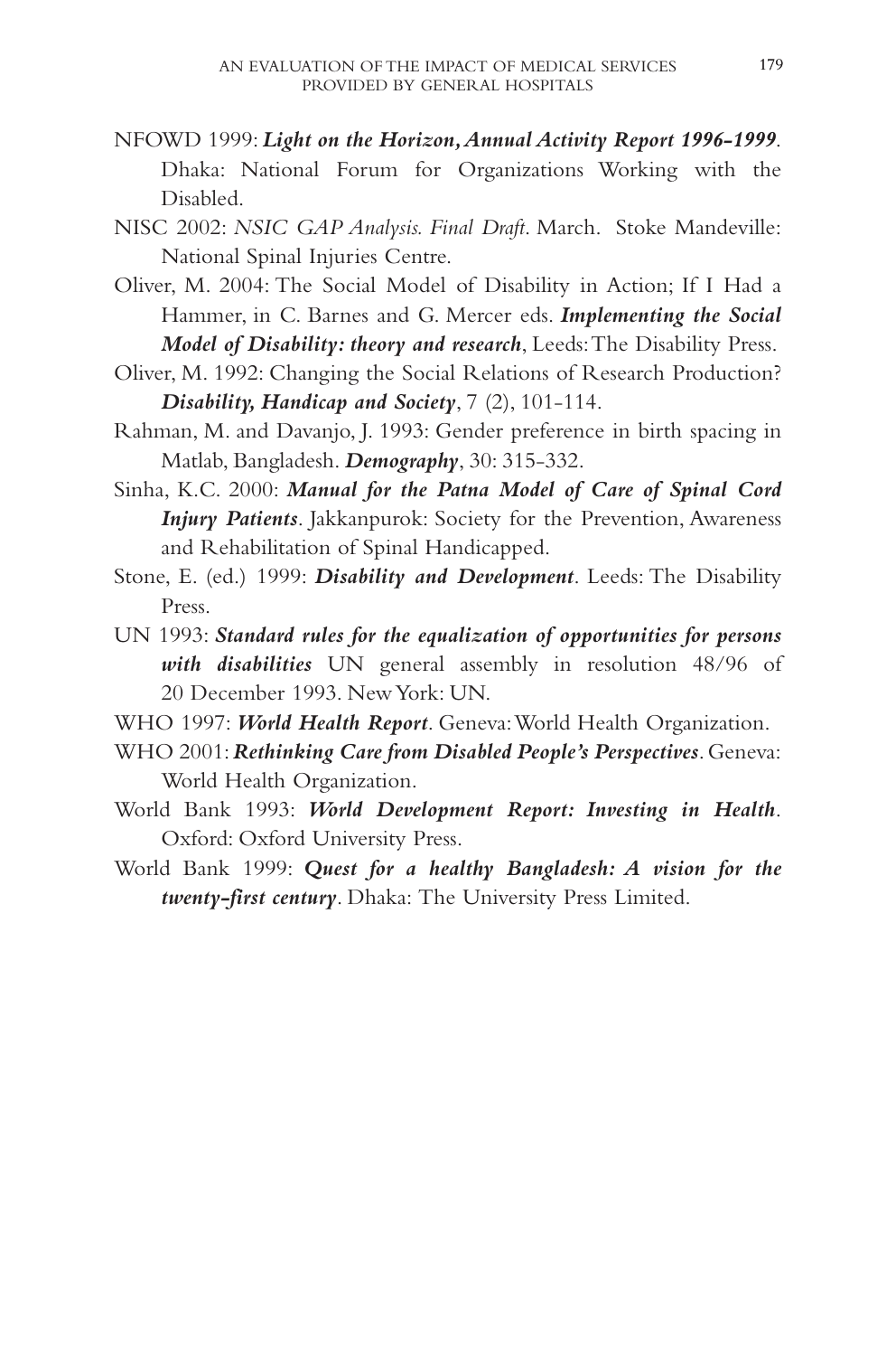NFOWD 1999: ***Light on the Horizon, Annual Activity Report 1996-1999***. Dhaka: National Forum for Organizations Working with the Disabled.

NISC 2002: *NSIC GAP Analysis. Final Draft*. March. Stoke Mandeville: National Spinal Injuries Centre.

Oliver, M. 2004: The Social Model of Disability in Action; If I Had a Hammer, in C. Barnes and G. Mercer eds. ***Implementing the Social Model of Disability: theory and research***, Leeds: The Disability Press.

Oliver, M. 1992: Changing the Social Relations of Research Production? ***Disability, Handicap and Society***, 7 (2), 101-114.

Rahman, M. and Davanjo, J. 1993: Gender preference in birth spacing in Matlab, Bangladesh. ***Demography***, 30: 315-332.

Sinha, K.C. 2000: ***Manual for the Patna Model of Care of Spinal Cord Injury Patients***. Jakkanpurok: Society for the Prevention, Awareness and Rehabilitation of Spinal Handicapped.

Stone, E. (ed.) 1999: ***Disability and Development***. Leeds: The Disability Press.

UN 1993: ***Standard rules for the equalization of opportunities for persons with disabilities*** UN general assembly in resolution 48/96 of 20 December 1993. New York: UN.

WHO 1997: ***World Health Report***. Geneva: World Health Organization.

WHO 2001: ***Rethinking Care from Disabled People's Perspectives***. Geneva: World Health Organization.

World Bank 1993: ***World Development Report: Investing in Health***. Oxford: Oxford University Press.

World Bank 1999: ***Quest for a healthy Bangladesh: A vision for the twenty-first century***. Dhaka: The University Press Limited.